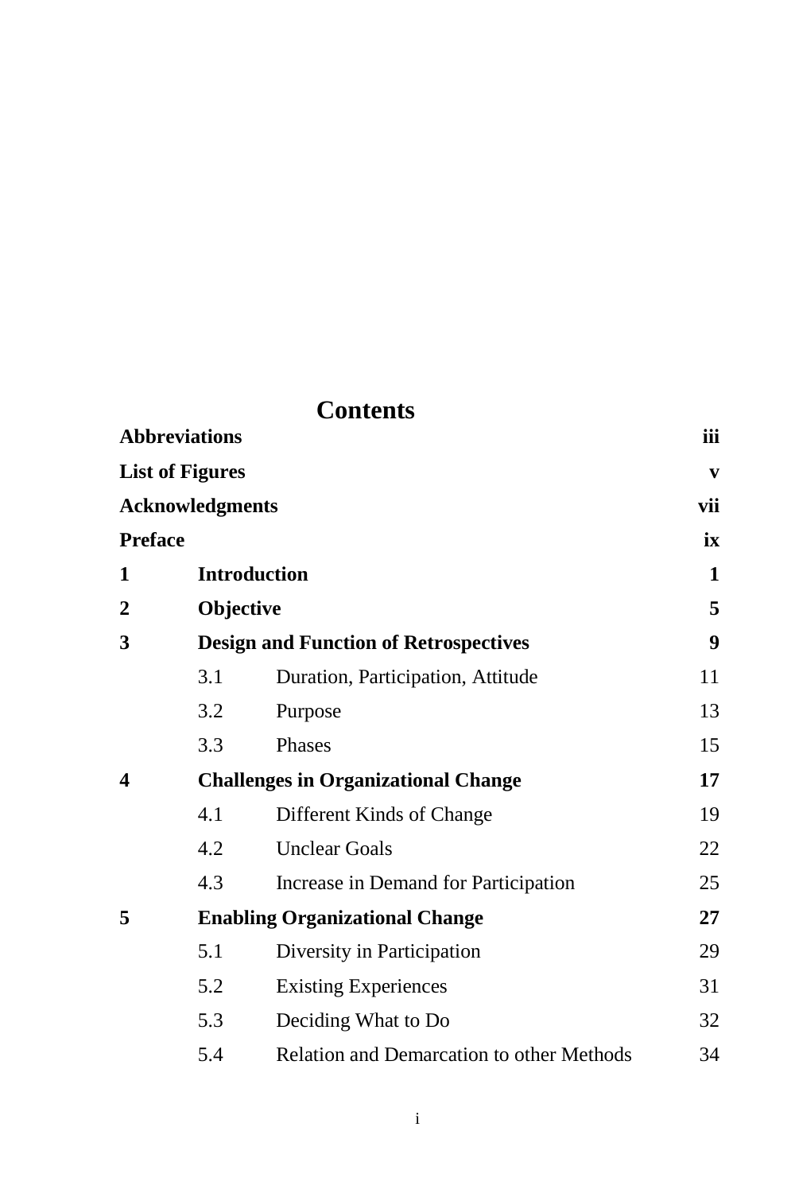# Contents

| | | |
|---|---|---|
| **Abbreviations** | | **iii** |
| **List of Figures** | | **v** |
| **Acknowledgments** | | **vii** |
| **Preface** | | **ix** |
| **1** | **Introduction** | **1** |
| **2** | **Objective** | **5** |
| **3** | **Design and Function of Retrospectives** | **9** |
| | 3.1 Duration, Participation, Attitude | 11 |
| | 3.2 Purpose | 13 |
| | 3.3 Phases | 15 |
| **4** | **Challenges in Organizational Change** | **17** |
| | 4.1 Different Kinds of Change | 19 |
| | 4.2 Unclear Goals | 22 |
| | 4.3 Increase in Demand for Participation | 25 |
| **5** | **Enabling Organizational Change** | **27** |
| | 5.1 Diversity in Participation | 29 |
| | 5.2 Existing Experiences | 31 |
| | 5.3 Deciding What to Do | 32 |
| | 5.4 Relation and Demarcation to other Methods | 34 |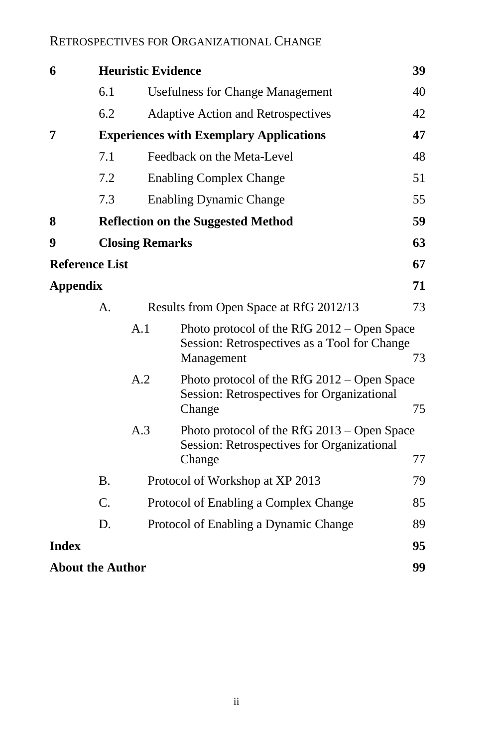| | | | |
|---|---|---|---|
| **6** | **Heuristic Evidence** | | **39** |
| | 6.1 | Usefulness for Change Management | 40 |
| | 6.2 | Adaptive Action and Retrospectives | 42 |
| **7** | **Experiences with Exemplary Applications** | | **47** |
| | 7.1 | Feedback on the Meta-Level | 48 |
| | 7.2 | Enabling Complex Change | 51 |
| | 7.3 | Enabling Dynamic Change | 55 |
| **8** | **Reflection on the Suggested Method** | | **59** |
| **9** | **Closing Remarks** | | **63** |
| **Reference List** | | | **67** |
| **Appendix** | | | **71** |
| | A. | Results from Open Space at RfG 2012/13 | 73 |
| | A.1 | Photo protocol of the RfG 2012 – Open Space Session: Retrospectives as a Tool for Change Management | 73 |
| | A.2 | Photo protocol of the RfG 2012 – Open Space Session: Retrospectives for Organizational Change | 75 |
| | A.3 | Photo protocol of the RfG 2013 – Open Space Session: Retrospectives for Organizational Change | 77 |
| | B. | Protocol of Workshop at XP 2013 | 79 |
| | C. | Protocol of Enabling a Complex Change | 85 |
| | D. | Protocol of Enabling a Dynamic Change | 89 |
| **Index** | | | **95** |
| **About the Author** | | | **99** |